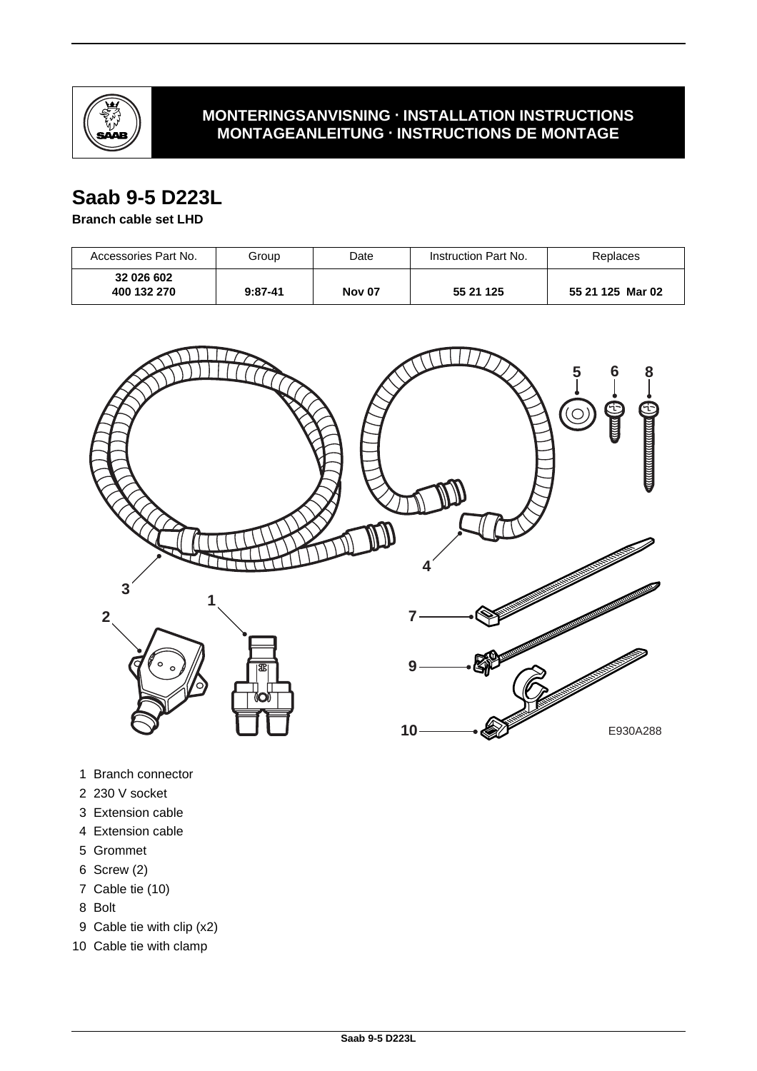MONTERINGSANVISNING · INSTALLATION INSTRUCTIONS
MONTAGEANLEITUNG · INSTRUCTIONS DE MONTAGE

# Saab 9-5 D223L

**Branch cable set LHD**

| Accessories Part No. | Group | Date | Instruction Part No. | Replaces |
|---|---|---|---|---|
| **32 026 602**<br>**400 132 270** | **9:87-41** | **Nov 07** | **55 21 125** | **55 21 125 Mar 02** |

E930A288

1 Branch connector
2 230 V socket
3 Extension cable
4 Extension cable
5 Grommet
6 Screw (2)
7 Cable tie (10)
8 Bolt
9 Cable tie with clip (x2)
10 Cable tie with clamp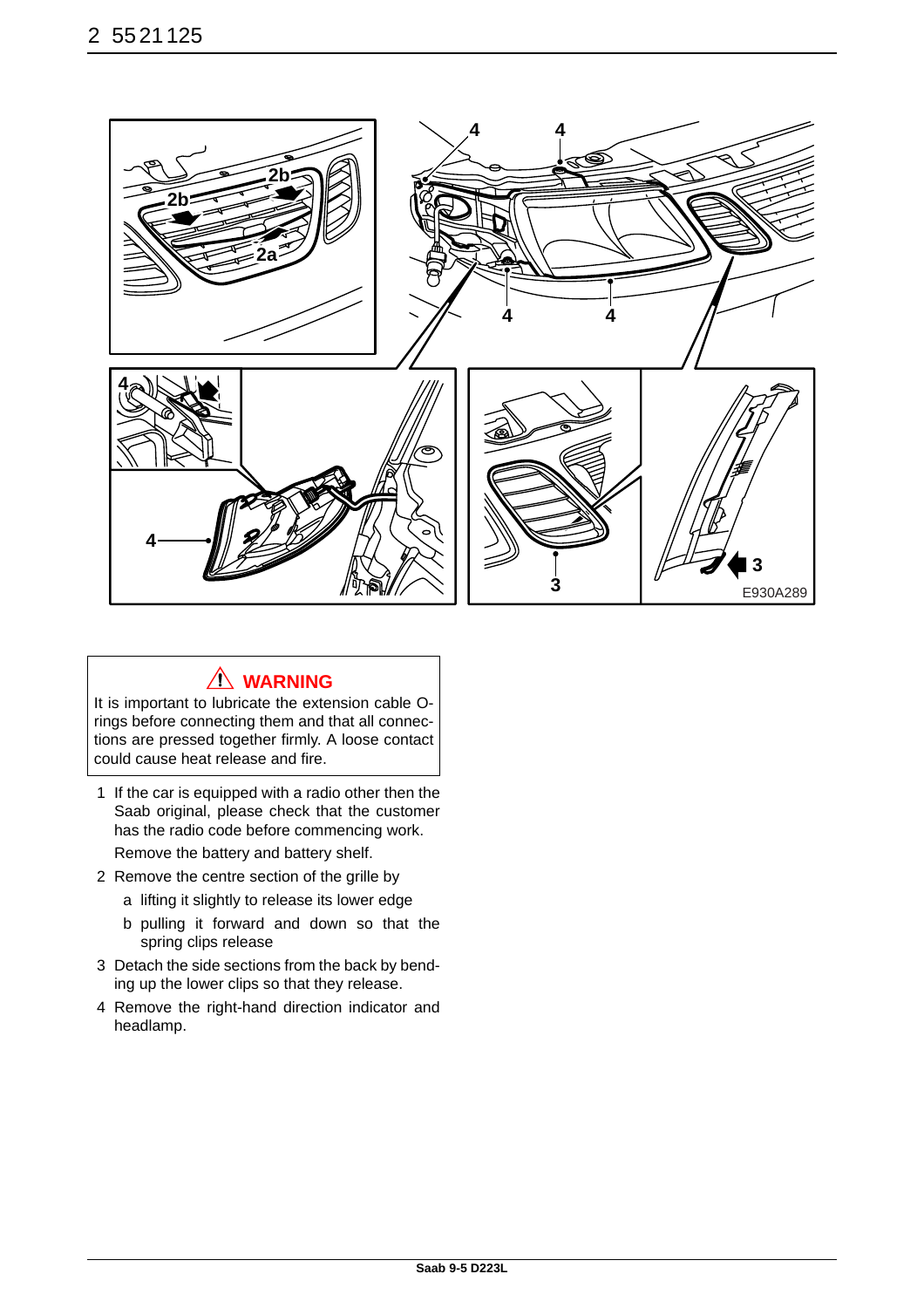**⚠ WARNING**

It is important to lubricate the extension cable O-rings before connecting them and that all connections are pressed together firmly. A loose contact could cause heat release and fire.

1 If the car is equipped with a radio other then the Saab original, please check that the customer has the radio code before commencing work.
   
   Remove the battery and battery shelf.

2 Remove the centre section of the grille by
   - a lifting it slightly to release its lower edge
   - b pulling it forward and down so that the spring clips release

3 Detach the side sections from the back by bending up the lower clips so that they release.

4 Remove the right-hand direction indicator and headlamp.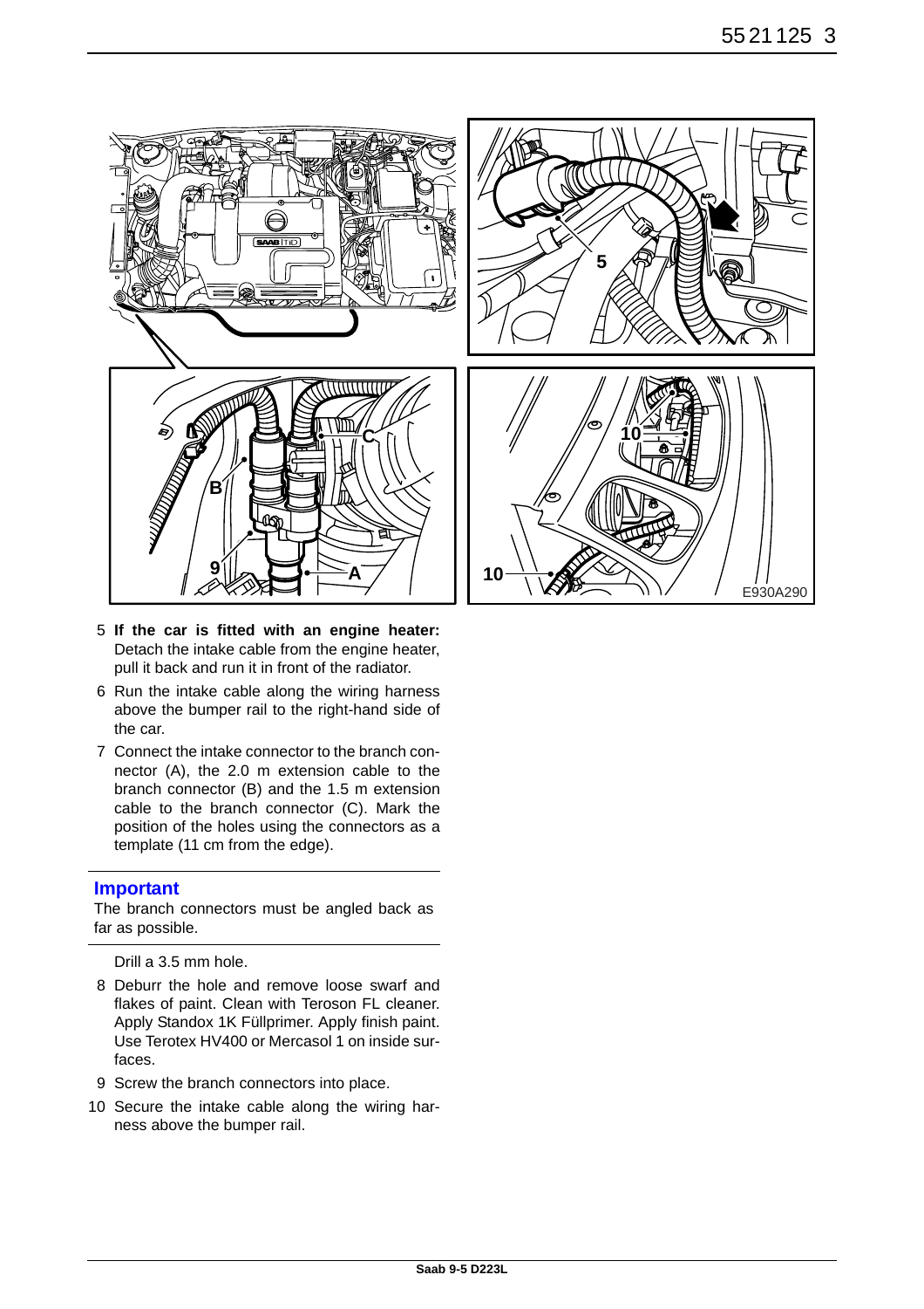5. **If the car is fitted with an engine heater:** Detach the intake cable from the engine heater, pull it back and run it in front of the radiator.
6. Run the intake cable along the wiring harness above the bumper rail to the right-hand side of the car.
7. Connect the intake connector to the branch connector (A), the 2.0 m extension cable to the branch connector (B) and the 1.5 m extension cable to the branch connector (C). Mark the position of the holes using the connectors as a template (11 cm from the edge).

### Important

The branch connectors must be angled back as far as possible.

Drill a 3.5 mm hole.

8. Deburr the hole and remove loose swarf and flakes of paint. Clean with Teroson FL cleaner. Apply Standox 1K Füllprimer. Apply finish paint. Use Terotex HV400 or Mercasol 1 on inside surfaces.
9. Screw the branch connectors into place.
10. Secure the intake cable along the wiring harness above the bumper rail.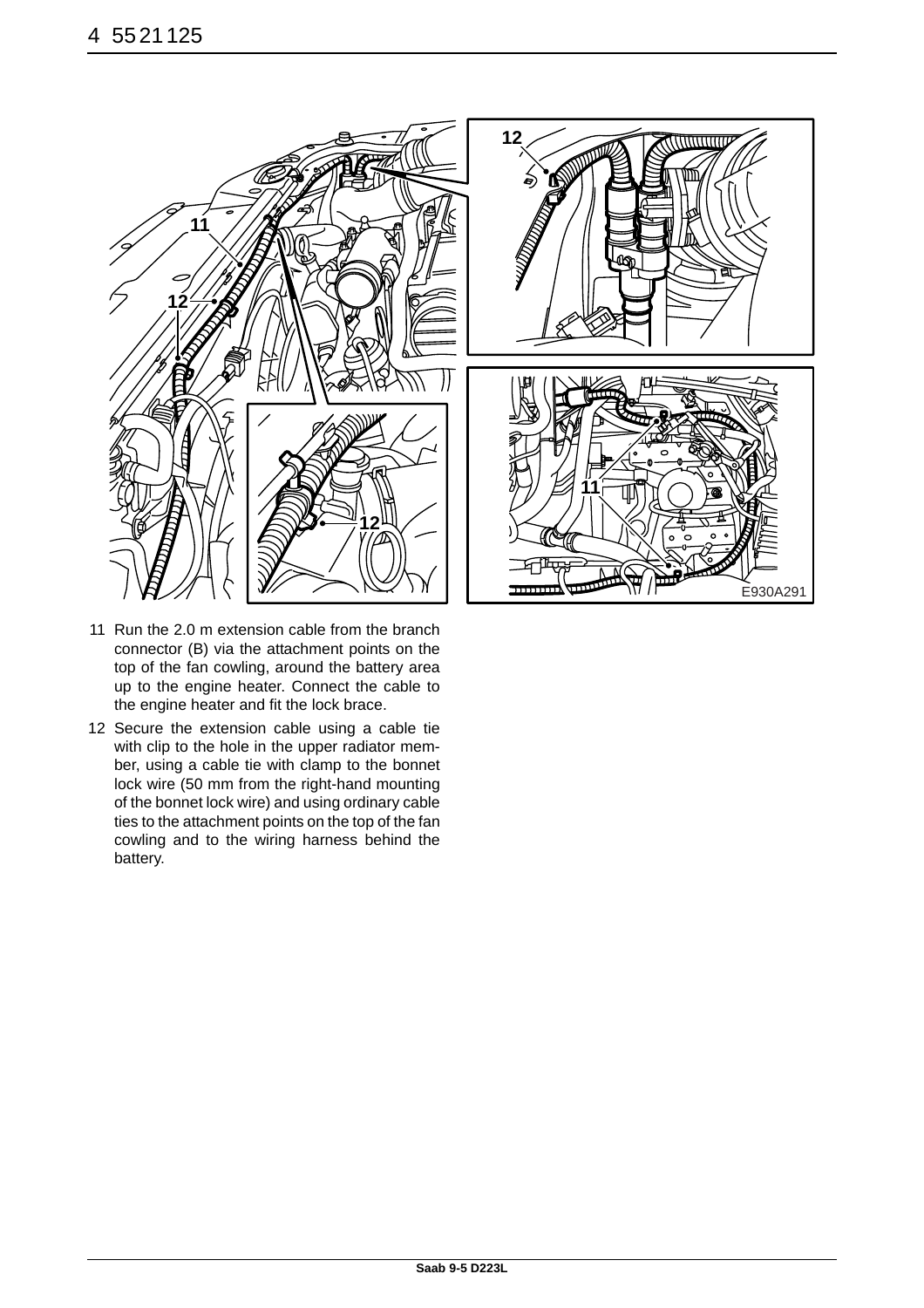11 Run the 2.0 m extension cable from the branch connector (B) via the attachment points on the top of the fan cowling, around the battery area up to the engine heater. Connect the cable to the engine heater and fit the lock brace.

12 Secure the extension cable using a cable tie with clip to the hole in the upper radiator member, using a cable tie with clamp to the bonnet lock wire (50 mm from the right-hand mounting of the bonnet lock wire) and using ordinary cable ties to the attachment points on the top of the fan cowling and to the wiring harness behind the battery.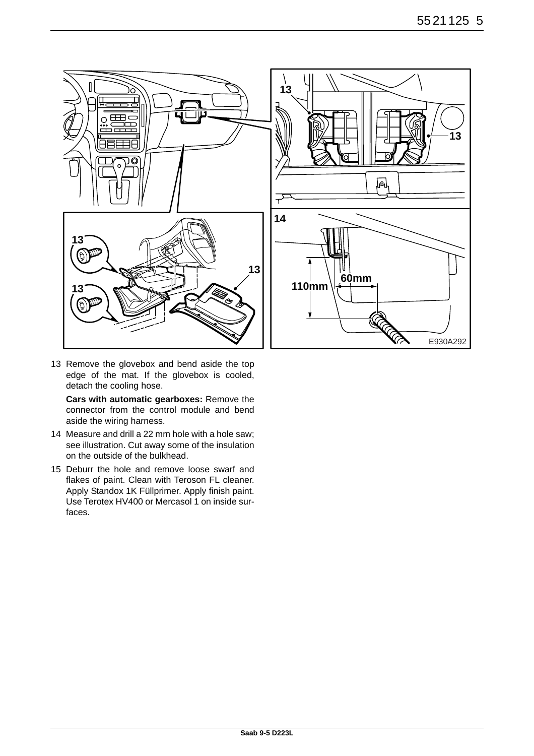13 Remove the glovebox and bend aside the top edge of the mat. If the glovebox is cooled, detach the cooling hose.

   **Cars with automatic gearboxes:** Remove the connector from the control module and bend aside the wiring harness.

14 Measure and drill a 22 mm hole with a hole saw; see illustration. Cut away some of the insulation on the outside of the bulkhead.

15 Deburr the hole and remove loose swarf and flakes of paint. Clean with Teroson FL cleaner. Apply Standox 1K Füllprimer. Apply finish paint. Use Terotex HV400 or Mercasol 1 on inside surfaces.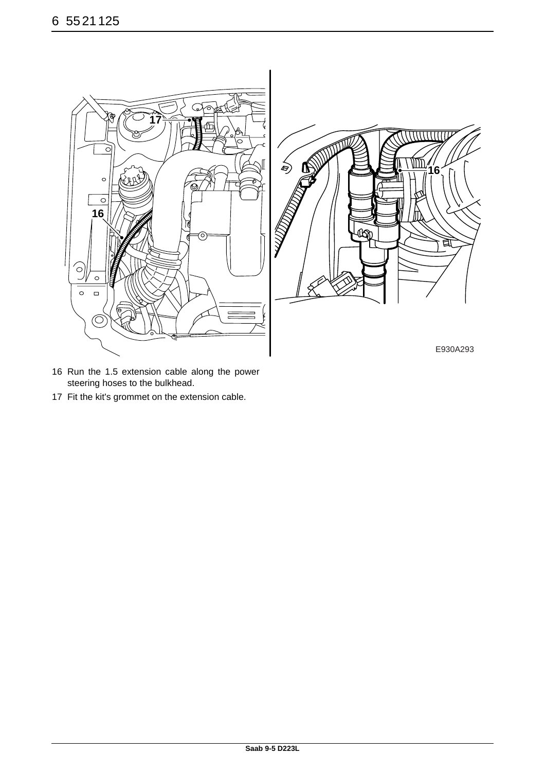E930A293

16 Run the 1.5 extension cable along the power steering hoses to the bulkhead.

17 Fit the kit's grommet on the extension cable.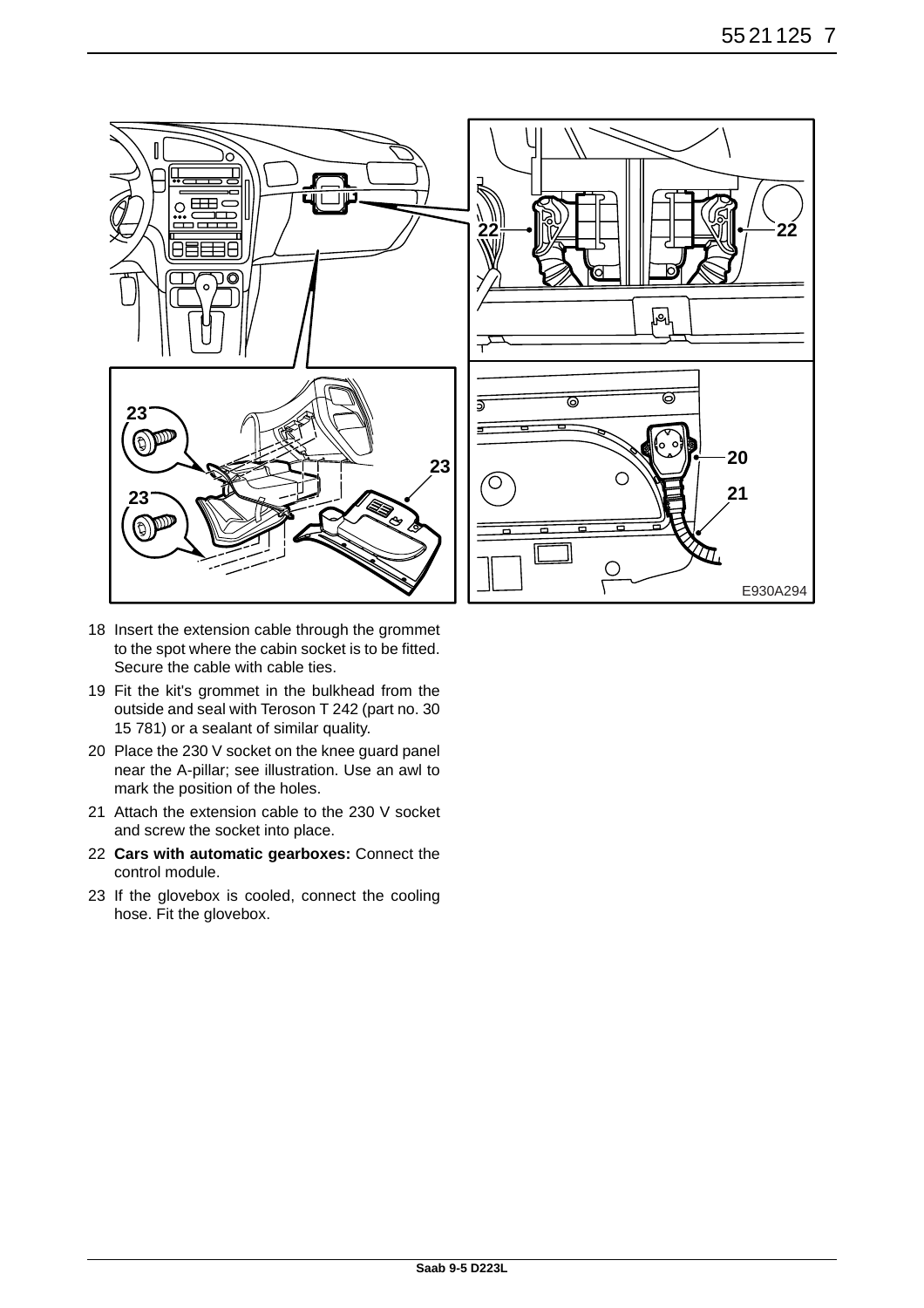18 Insert the extension cable through the grommet to the spot where the cabin socket is to be fitted. Secure the cable with cable ties.

19 Fit the kit's grommet in the bulkhead from the outside and seal with Teroson T 242 (part no. 30 15 781) or a sealant of similar quality.

20 Place the 230 V socket on the knee guard panel near the A-pillar; see illustration. Use an awl to mark the position of the holes.

21 Attach the extension cable to the 230 V socket and screw the socket into place.

22 **Cars with automatic gearboxes:** Connect the control module.

23 If the glovebox is cooled, connect the cooling hose. Fit the glovebox.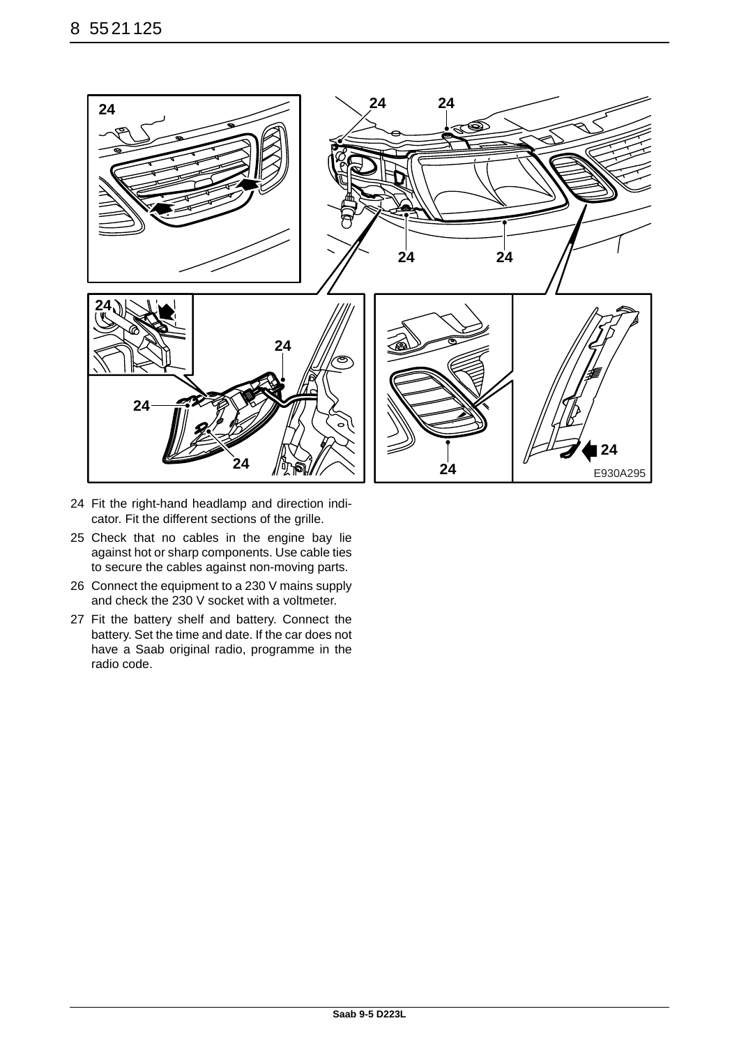24
24
24
24
24
24
24
24
24
24
24
24
E930A295

24 Fit the right-hand headlamp and direction indicator. Fit the different sections of the grille.

25 Check that no cables in the engine bay lie against hot or sharp components. Use cable ties to secure the cables against non-moving parts.

26 Connect the equipment to a 230 V mains supply and check the 230 V socket with a voltmeter.

27 Fit the battery shelf and battery. Connect the battery. Set the time and date. If the car does not have a Saab original radio, programme in the radio code.